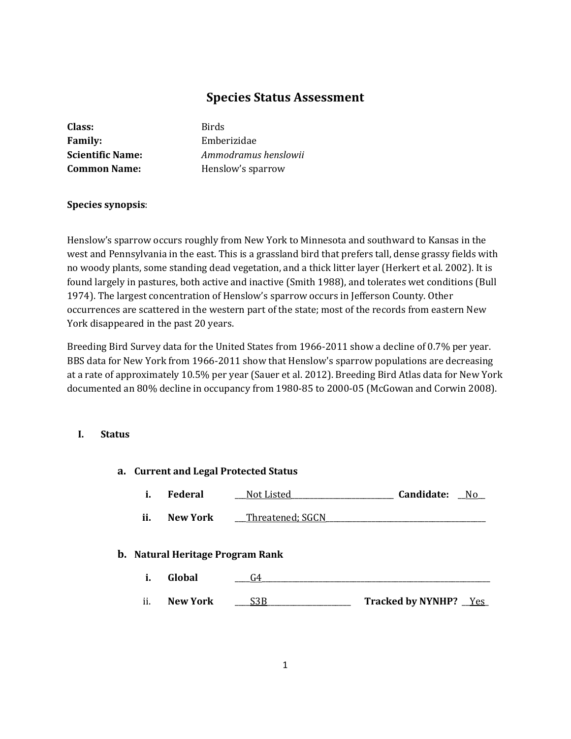# Species Status Assessment

**Class:** Birds
**Family:** Emberizidae
**Scientific Name:** *Ammodramus henslowii*
**Common Name:** Henslow's sparrow

**Species synopsis**:

Henslow's sparrow occurs roughly from New York to Minnesota and southward to Kansas in the west and Pennsylvania in the east. This is a grassland bird that prefers tall, dense grassy fields with no woody plants, some standing dead vegetation, and a thick litter layer (Herkert et al. 2002). It is found largely in pastures, both active and inactive (Smith 1988), and tolerates wet conditions (Bull 1974). The largest concentration of Henslow's sparrow occurs in Jefferson County. Other occurrences are scattered in the western part of the state; most of the records from eastern New York disappeared in the past 20 years.

Breeding Bird Survey data for the United States from 1966-2011 show a decline of 0.7% per year. BBS data for New York from 1966-2011 show that Henslow's sparrow populations are decreasing at a rate of approximately 10.5% per year (Sauer et al. 2012). Breeding Bird Atlas data for New York documented an 80% decline in occupancy from 1980-85 to 2000-05 (McGowan and Corwin 2008).

## I. Status

### a. Current and Legal Protected Status

i. **Federal** ___Not Listed___ **Candidate:** __No__

ii. **New York** ___Threatened; SGCN___

### b. Natural Heritage Program Rank

i. **Global** ___G4___

ii. **New York** ___S3B___ **Tracked by NYNHP?** __Yes__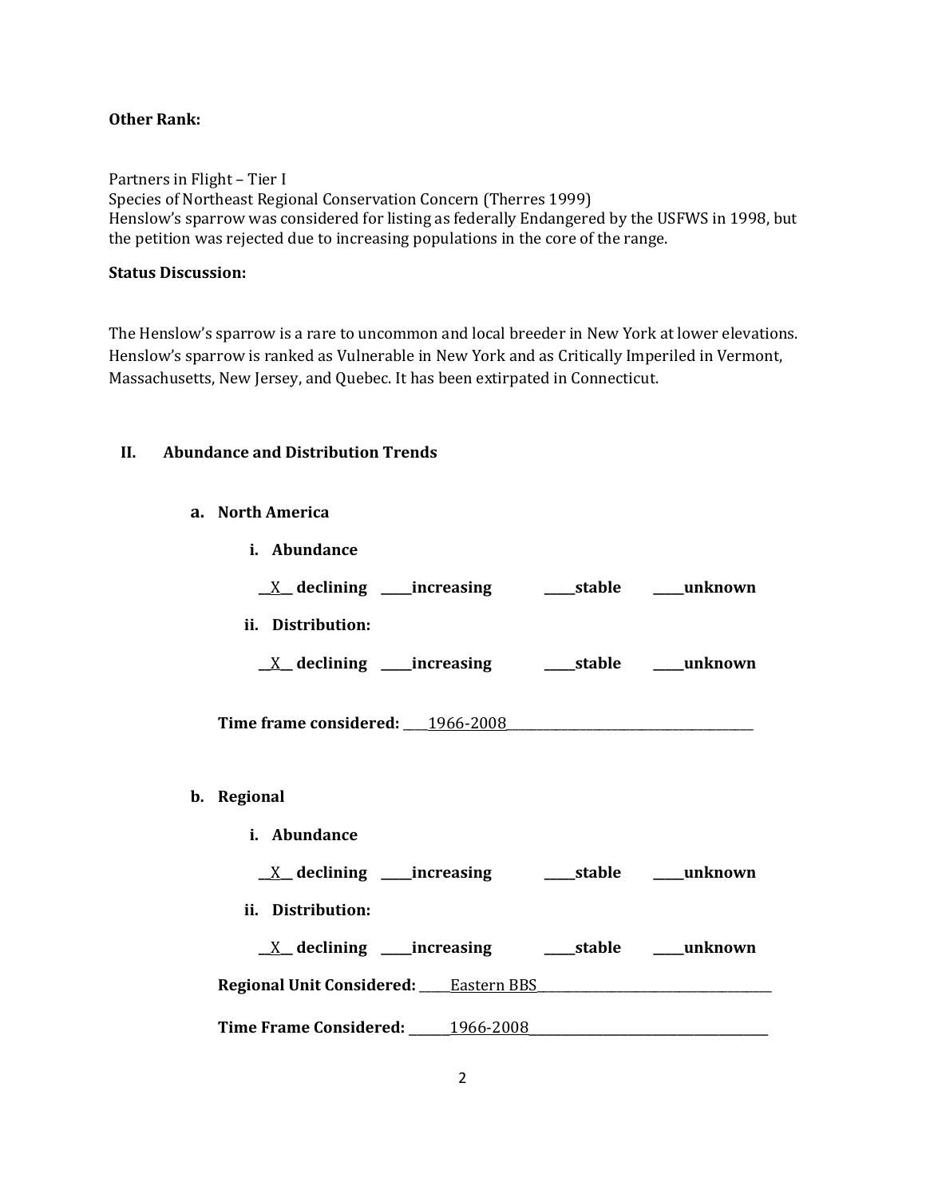**Other Rank:**

Partners in Flight – Tier I
Species of Northeast Regional Conservation Concern (Therres 1999)
Henslow's sparrow was considered for listing as federally Endangered by the USFWS in 1998, but the petition was rejected due to increasing populations in the core of the range.

**Status Discussion:**

The Henslow's sparrow is a rare to uncommon and local breeder in New York at lower elevations. Henslow's sparrow is ranked as Vulnerable in New York and as Critically Imperiled in Vermont, Massachusetts, New Jersey, and Quebec. It has been extirpated in Connecticut.

## II. Abundance and Distribution Trends

### a. North America

**i. Abundance**

__X__ **declining** _____**increasing** _____**stable** _____**unknown**

**ii. Distribution:**

__X__ **declining** _____**increasing** _____**stable** _____**unknown**

**Time frame considered:** ____1966-2008____________________

### b. Regional

**i. Abundance**

__X__ **declining** _____**increasing** _____**stable** _____**unknown**

**ii. Distribution:**

__X__ **declining** _____**increasing** _____**stable** _____**unknown**

**Regional Unit Considered:** _____Eastern BBS____________________

**Time Frame Considered:** _______1966-2008____________________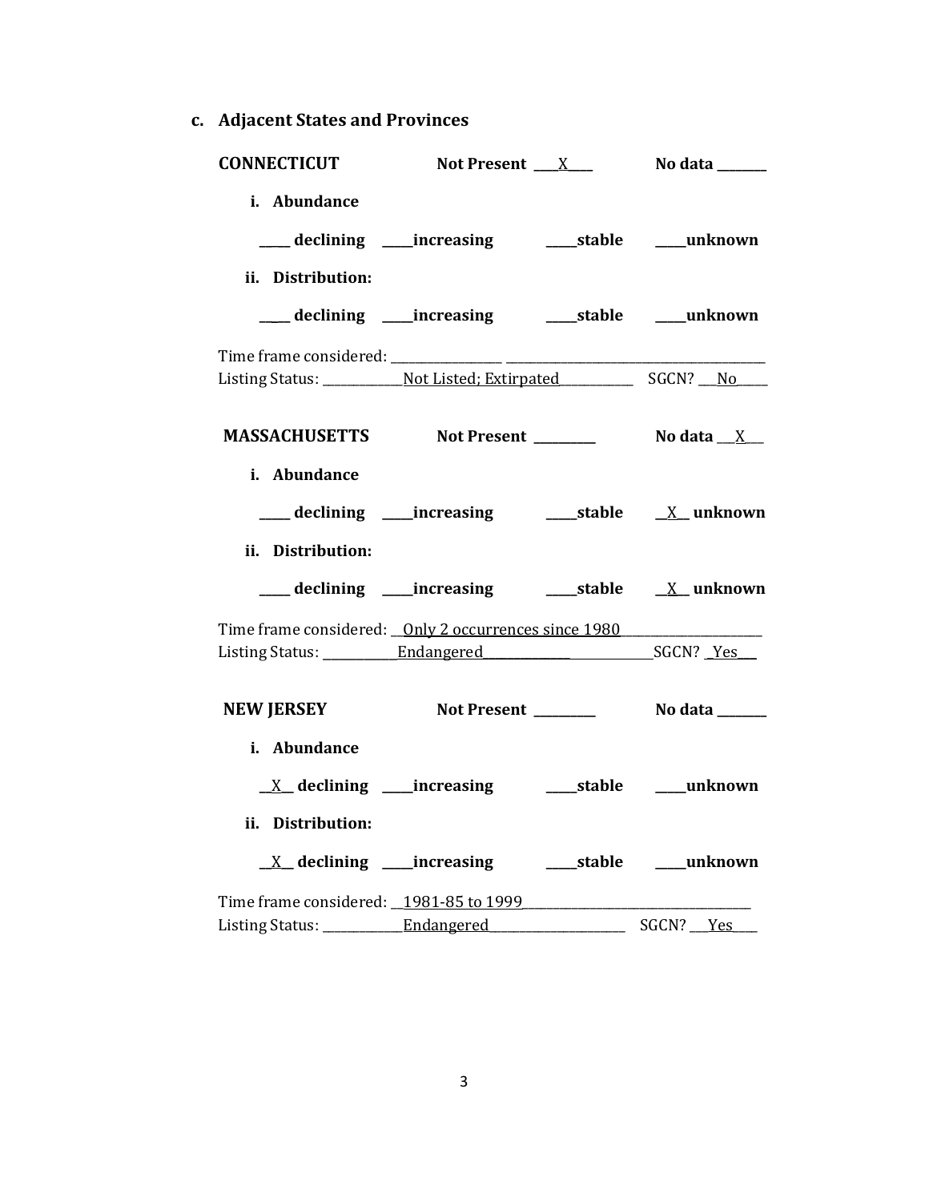### c. Adjacent States and Provinces

**CONNECTICUT** **Not Present** ___X___ **No data** _______

**i. Abundance**

_____ declining _____increasing _____stable _____unknown

**ii. Distribution:**

_____ declining _____increasing _____stable _____unknown

Time frame considered: ________________________________________________

Listing Status: ____________Not Listed; Extirpated__________ SGCN? ___No____

**MASSACHUSETTS** **Not Present** _________ **No data** ___X___

**i. Abundance**

_____ declining _____increasing _____stable __X__ unknown

**ii. Distribution:**

_____ declining _____increasing _____stable __X__ unknown

Time frame considered: __Only 2 occurrences since 1980____________________

Listing Status: __________Endangered_________________________SGCN? _Yes___

**NEW JERSEY** **Not Present** _________ **No data** _______

**i. Abundance**

__X__ declining _____increasing _____stable _____unknown

**ii. Distribution:**

__X__ declining _____increasing _____stable _____unknown

Time frame considered: __1981-85 to 1999_______________________________

Listing Status: ____________Endangered____________________ SGCN? ___Yes___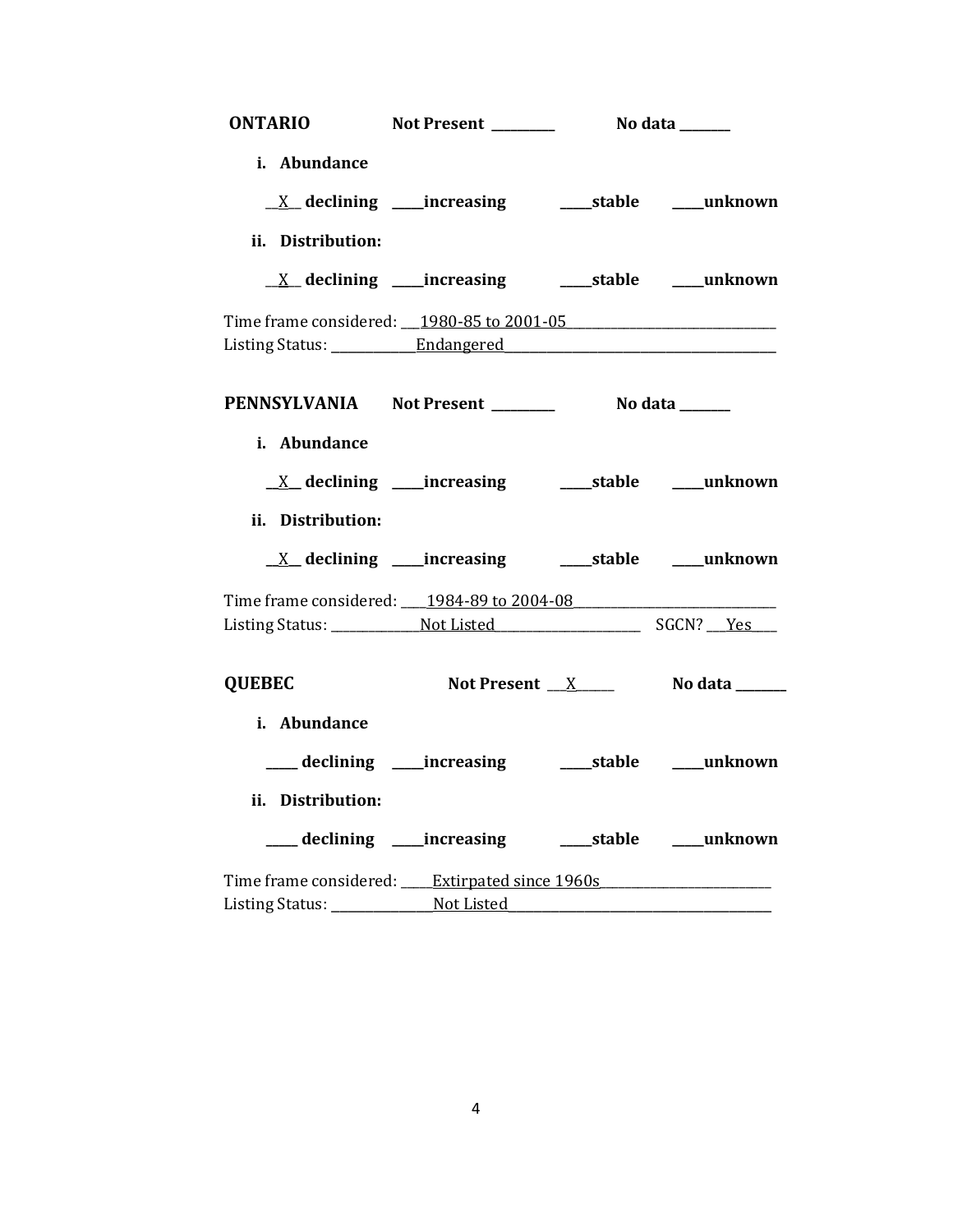**ONTARIO** **Not Present** ________ **No data** ______

**i. Abundance**

__X__ **declining** ____**increasing** ____**stable** ____**unknown**

**ii. Distribution:**

__X__ **declining** ____**increasing** ____**stable** ____**unknown**

Time frame considered: ___1980-85 to 2001-05___________________________
Listing Status: ____________Endangered____________________________________

**PENNSYLVANIA** **Not Present** ________ **No data** ______

**i. Abundance**

__X__ **declining** ____**increasing** ____**stable** ____**unknown**

**ii. Distribution:**

__X__ **declining** ____**increasing** ____**stable** ____**unknown**

Time frame considered: ____1984-89 to 2004-08___________________________
Listing Status: _____________Not Listed_____________________ SGCN? ___Yes___

**QUEBEC** **Not Present** __X_____ **No data** ______

**i. Abundance**

____ **declining** ____**increasing** ____**stable** ____**unknown**

**ii. Distribution:**

____ **declining** ____**increasing** ____**stable** ____**unknown**

Time frame considered: _____Extirpated since 1960s_______________________
Listing Status: _______________Not Listed____________________________________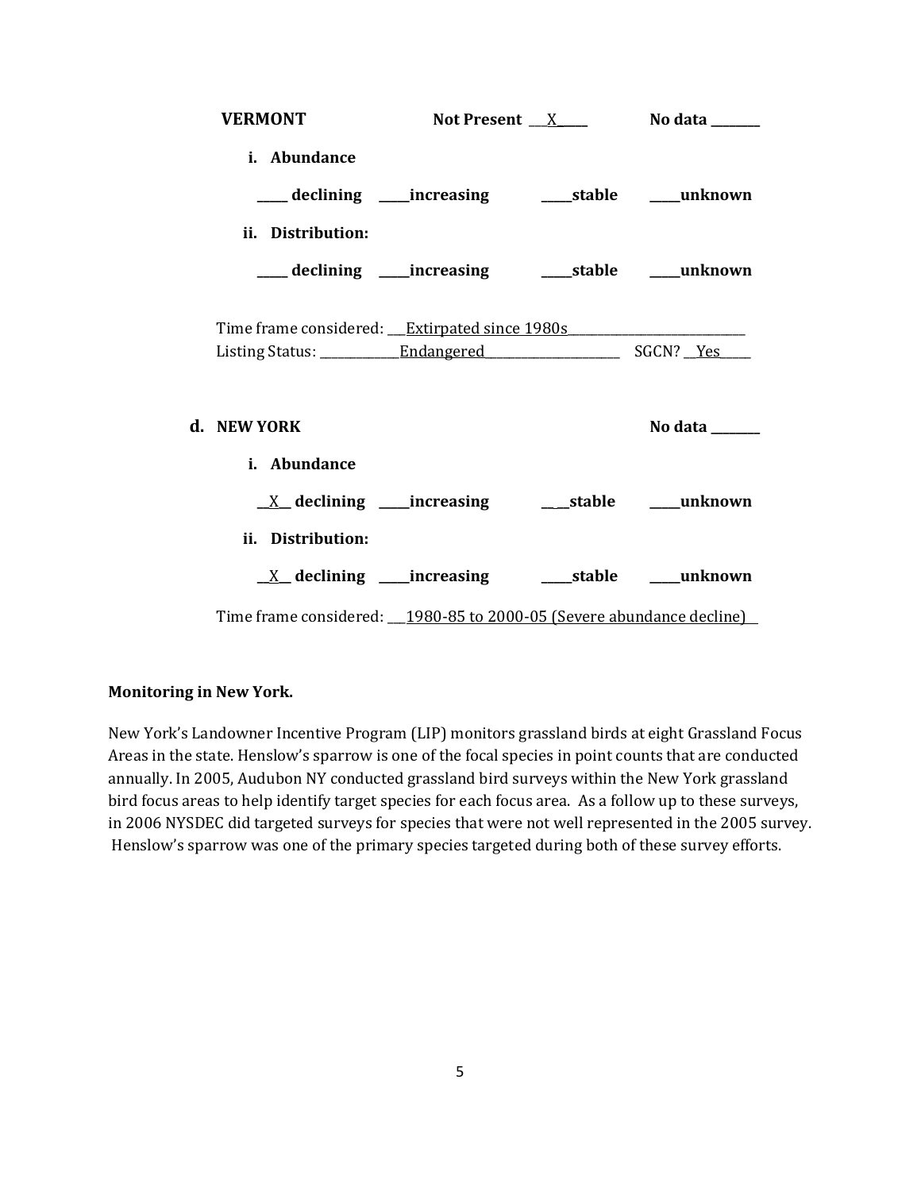**VERMONT** **Not Present** __X___ **No data** _______

**i. Abundance**

_____ **declining** _____**increasing** _____**stable** _____**unknown**

**ii. Distribution:**

_____ **declining** _____**increasing** _____**stable** _____**unknown**

Time frame considered: ___Extirpated since 1980s___________________________

Listing Status: ____________Endangered______________________ SGCN? __Yes_____

**d. NEW YORK** **No data** _______

**i. Abundance**

__X__ **declining** _____**increasing** _____**stable** _____**unknown**

**ii. Distribution:**

__X__ **declining** _____**increasing** _____**stable** _____**unknown**

Time frame considered: ___1980-85 to 2000-05 (Severe abundance decline)__

**Monitoring in New York.**

New York's Landowner Incentive Program (LIP) monitors grassland birds at eight Grassland Focus Areas in the state. Henslow's sparrow is one of the focal species in point counts that are conducted annually. In 2005, Audubon NY conducted grassland bird surveys within the New York grassland bird focus areas to help identify target species for each focus area. As a follow up to these surveys, in 2006 NYSDEC did targeted surveys for species that were not well represented in the 2005 survey. Henslow's sparrow was one of the primary species targeted during both of these survey efforts.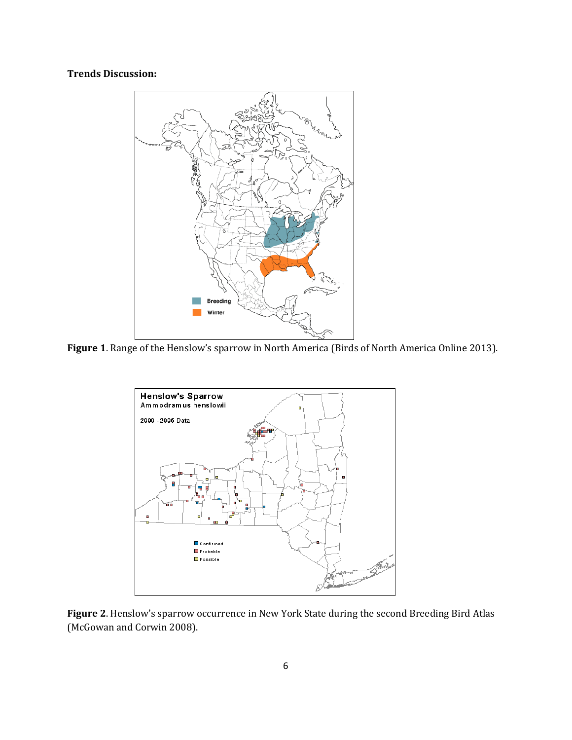**Trends Discussion:**

**Figure 1**. Range of the Henslow's sparrow in North America (Birds of North America Online 2013).

**Figure 2**. Henslow's sparrow occurrence in New York State during the second Breeding Bird Atlas (McGowan and Corwin 2008).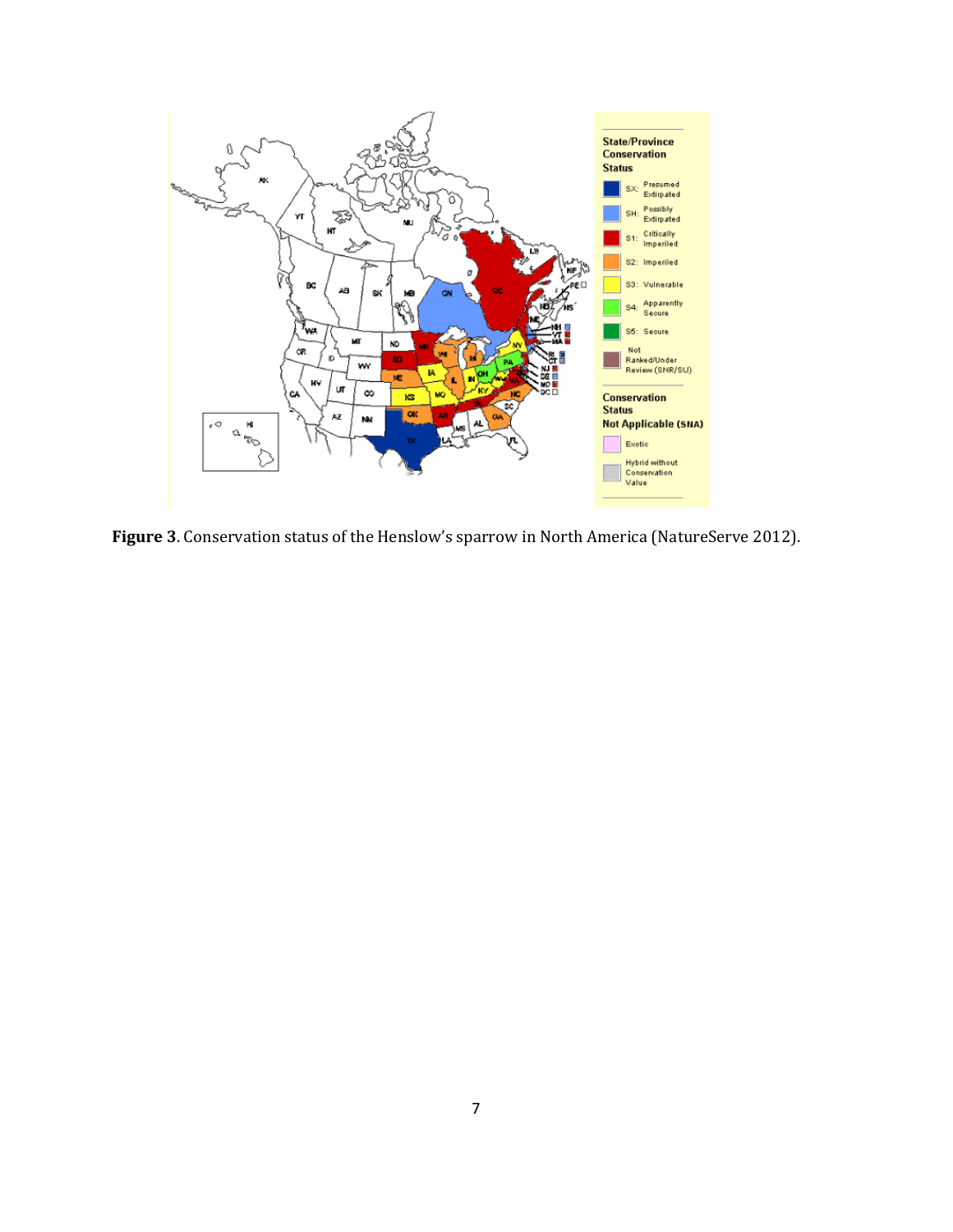**Figure 3**. Conservation status of the Henslow's sparrow in North America (NatureServe 2012).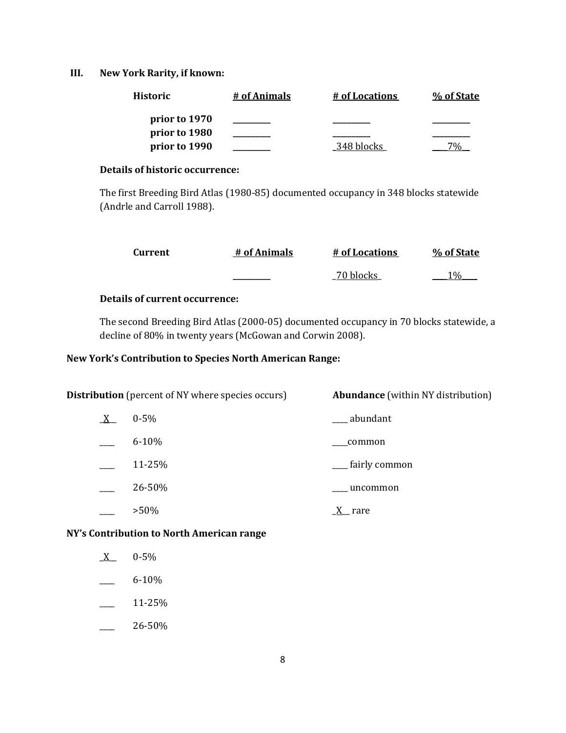## III. New York Rarity, if known:

| Historic | # of Animals | # of Locations | % of State |
|---|---|---|---|
| prior to 1970 | _________ | _________ | _________ |
| prior to 1980 | _________ | _________ | _________ |
| prior to 1990 | _________ | _348 blocks_ | ___7%__ |

**Details of historic occurrence:**

The first Breeding Bird Atlas (1980-85) documented occupancy in 348 blocks statewide (Andrle and Carroll 1988).

| Current | # of Animals | # of Locations | % of State |
|---|---|---|---|
| | _________ | _70 blocks_ | ___1%___ |

**Details of current occurrence:**

The second Breeding Bird Atlas (2000-05) documented occupancy in 70 blocks statewide, a decline of 80% in twenty years (McGowan and Corwin 2008).

### New York's Contribution to Species North American Range:

| **Distribution** (percent of NY where species occurs) | | **Abundance** (within NY distribution) |
|---|---|---|
| _X__ | 0-5% | ____ abundant |
| ____ | 6-10% | ____common |
| ____ | 11-25% | ____ fairly common |
| ____ | 26-50% | ____ uncommon |
| ____ | >50% | _X__ rare |

### NY's Contribution to North American range

_X__ 0-5%

____ 6-10%

____ 11-25%

____ 26-50%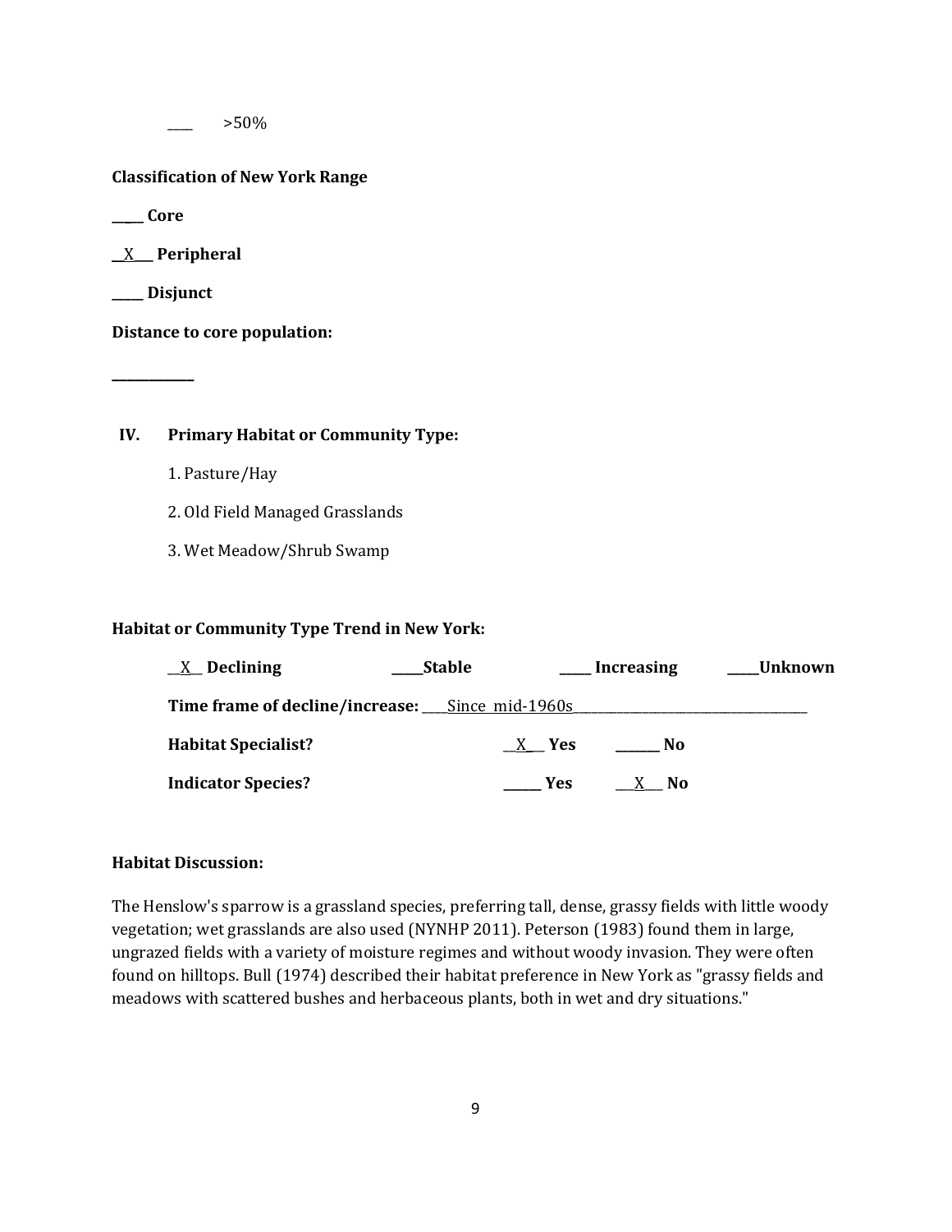____ >50%

**Classification of New York Range**

**_____ Core**

**__X___ Peripheral**

**_____ Disjunct**

**Distance to core population:**

**____________**

## IV. Primary Habitat or Community Type:

1. Pasture/Hay
2. Old Field Managed Grasslands
3. Wet Meadow/Shrub Swamp

**Habitat or Community Type Trend in New York:**

__X__ **Declining** _____**Stable** _____ **Increasing** _____**Unknown**

**Time frame of decline/increase:** ____Since mid-1960s________________________

**Habitat Specialist?** __X___ **Yes** _______ **No**

**Indicator Species?** ______ **Yes** ___X___ **No**

**Habitat Discussion:**

The Henslow's sparrow is a grassland species, preferring tall, dense, grassy fields with little woody vegetation; wet grasslands are also used (NYNHP 2011). Peterson (1983) found them in large, ungrazed fields with a variety of moisture regimes and without woody invasion. They were often found on hilltops. Bull (1974) described their habitat preference in New York as "grassy fields and meadows with scattered bushes and herbaceous plants, both in wet and dry situations."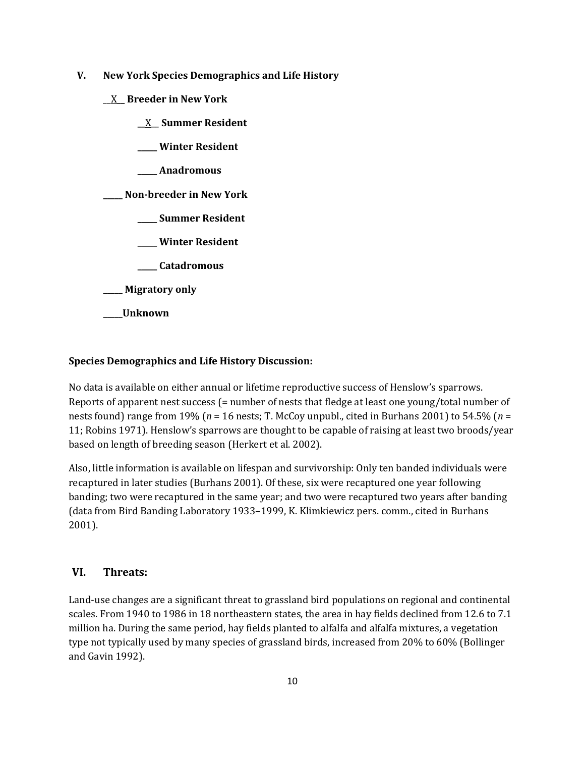## V. New York Species Demographics and Life History

__X__ **Breeder in New York**

  __X__ **Summer Resident**

  _____ **Winter Resident**

  _____ **Anadromous**

_____ **Non-breeder in New York**

  _____ **Summer Resident**

  _____ **Winter Resident**

  _____ **Catadromous**

_____ **Migratory only**

_____ **Unknown**

**Species Demographics and Life History Discussion:**

No data is available on either annual or lifetime reproductive success of Henslow's sparrows. Reports of apparent nest success (= number of nests that fledge at least one young/total number of nests found) range from 19% (*n* = 16 nests; T. McCoy unpubl., cited in Burhans 2001) to 54.5% (*n* = 11; Robins 1971). Henslow's sparrows are thought to be capable of raising at least two broods/year based on length of breeding season (Herkert et al. 2002).

Also, little information is available on lifespan and survivorship: Only ten banded individuals were recaptured in later studies (Burhans 2001). Of these, six were recaptured one year following banding; two were recaptured in the same year; and two were recaptured two years after banding (data from Bird Banding Laboratory 1933–1999, K. Klimkiewicz pers. comm., cited in Burhans 2001).

## VI. Threats:

Land-use changes are a significant threat to grassland bird populations on regional and continental scales. From 1940 to 1986 in 18 northeastern states, the area in hay fields declined from 12.6 to 7.1 million ha. During the same period, hay fields planted to alfalfa and alfalfa mixtures, a vegetation type not typically used by many species of grassland birds, increased from 20% to 60% (Bollinger and Gavin 1992).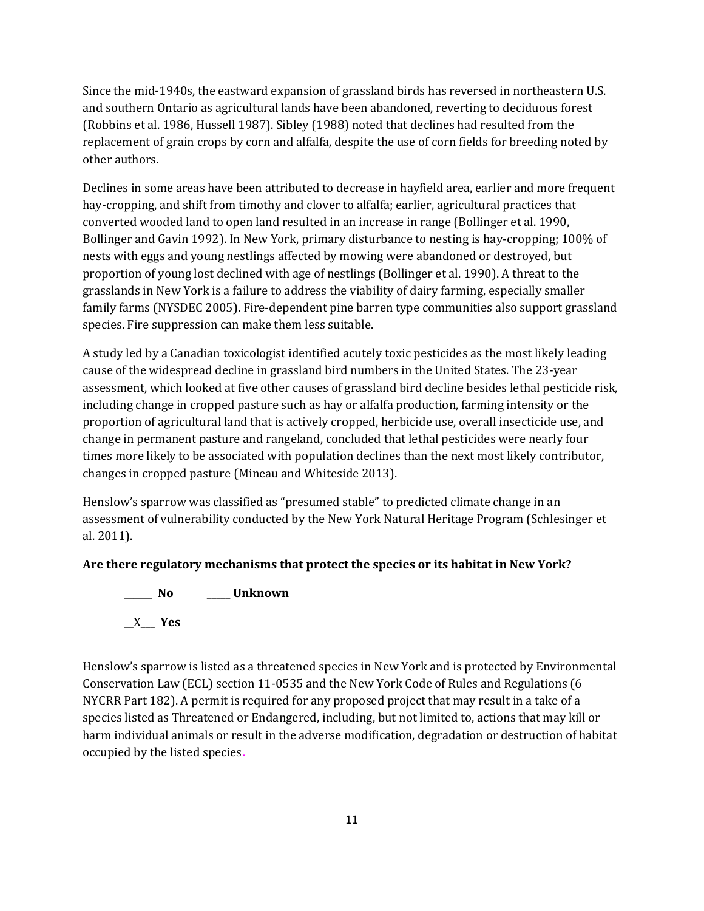Since the mid-1940s, the eastward expansion of grassland birds has reversed in northeastern U.S. and southern Ontario as agricultural lands have been abandoned, reverting to deciduous forest (Robbins et al. 1986, Hussell 1987). Sibley (1988) noted that declines had resulted from the replacement of grain crops by corn and alfalfa, despite the use of corn fields for breeding noted by other authors.

Declines in some areas have been attributed to decrease in hayfield area, earlier and more frequent hay-cropping, and shift from timothy and clover to alfalfa; earlier, agricultural practices that converted wooded land to open land resulted in an increase in range (Bollinger et al. 1990, Bollinger and Gavin 1992). In New York, primary disturbance to nesting is hay-cropping; 100% of nests with eggs and young nestlings affected by mowing were abandoned or destroyed, but proportion of young lost declined with age of nestlings (Bollinger et al. 1990). A threat to the grasslands in New York is a failure to address the viability of dairy farming, especially smaller family farms (NYSDEC 2005). Fire-dependent pine barren type communities also support grassland species. Fire suppression can make them less suitable.

A study led by a Canadian toxicologist identified acutely toxic pesticides as the most likely leading cause of the widespread decline in grassland bird numbers in the United States. The 23-year assessment, which looked at five other causes of grassland bird decline besides lethal pesticide risk, including change in cropped pasture such as hay or alfalfa production, farming intensity or the proportion of agricultural land that is actively cropped, herbicide use, overall insecticide use, and change in permanent pasture and rangeland, concluded that lethal pesticides were nearly four times more likely to be associated with population declines than the next most likely contributor, changes in cropped pasture (Mineau and Whiteside 2013).

Henslow's sparrow was classified as "presumed stable" to predicted climate change in an assessment of vulnerability conducted by the New York Natural Heritage Program (Schlesinger et al. 2011).

**Are there regulatory mechanisms that protect the species or its habitat in New York?**

______ **No** _____ **Unknown**

__X___ **Yes**

Henslow's sparrow is listed as a threatened species in New York and is protected by Environmental Conservation Law (ECL) section 11-0535 and the New York Code of Rules and Regulations (6 NYCRR Part 182). A permit is required for any proposed project that may result in a take of a species listed as Threatened or Endangered, including, but not limited to, actions that may kill or harm individual animals or result in the adverse modification, degradation or destruction of habitat occupied by the listed species.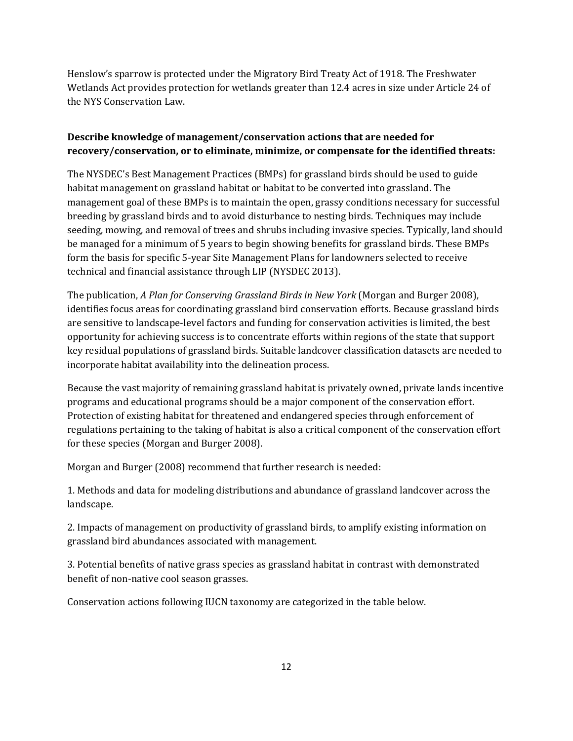Henslow's sparrow is protected under the Migratory Bird Treaty Act of 1918. The Freshwater Wetlands Act provides protection for wetlands greater than 12.4 acres in size under Article 24 of the NYS Conservation Law.

**Describe knowledge of management/conservation actions that are needed for recovery/conservation, or to eliminate, minimize, or compensate for the identified threats:**

The NYSDEC's Best Management Practices (BMPs) for grassland birds should be used to guide habitat management on grassland habitat or habitat to be converted into grassland. The management goal of these BMPs is to maintain the open, grassy conditions necessary for successful breeding by grassland birds and to avoid disturbance to nesting birds. Techniques may include seeding, mowing, and removal of trees and shrubs including invasive species. Typically, land should be managed for a minimum of 5 years to begin showing benefits for grassland birds. These BMPs form the basis for specific 5-year Site Management Plans for landowners selected to receive technical and financial assistance through LIP (NYSDEC 2013).

The publication, *A Plan for Conserving Grassland Birds in New York* (Morgan and Burger 2008), identifies focus areas for coordinating grassland bird conservation efforts. Because grassland birds are sensitive to landscape-level factors and funding for conservation activities is limited, the best opportunity for achieving success is to concentrate efforts within regions of the state that support key residual populations of grassland birds. Suitable landcover classification datasets are needed to incorporate habitat availability into the delineation process.

Because the vast majority of remaining grassland habitat is privately owned, private lands incentive programs and educational programs should be a major component of the conservation effort. Protection of existing habitat for threatened and endangered species through enforcement of regulations pertaining to the taking of habitat is also a critical component of the conservation effort for these species (Morgan and Burger 2008).

Morgan and Burger (2008) recommend that further research is needed:

1. Methods and data for modeling distributions and abundance of grassland landcover across the landscape.

2. Impacts of management on productivity of grassland birds, to amplify existing information on grassland bird abundances associated with management.

3. Potential benefits of native grass species as grassland habitat in contrast with demonstrated benefit of non-native cool season grasses.

Conservation actions following IUCN taxonomy are categorized in the table below.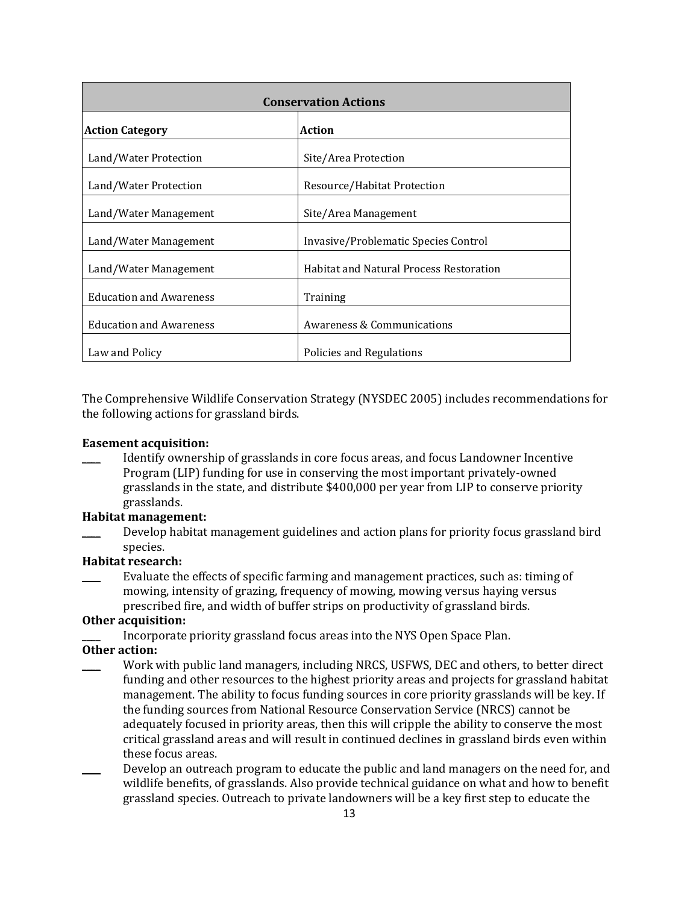| Conservation Actions | |
|---|---|
| **Action Category** | **Action** |
| Land/Water Protection | Site/Area Protection |
| Land/Water Protection | Resource/Habitat Protection |
| Land/Water Management | Site/Area Management |
| Land/Water Management | Invasive/Problematic Species Control |
| Land/Water Management | Habitat and Natural Process Restoration |
| Education and Awareness | Training |
| Education and Awareness | Awareness & Communications |
| Law and Policy | Policies and Regulations |

The Comprehensive Wildlife Conservation Strategy (NYSDEC 2005) includes recommendations for the following actions for grassland birds.

**Easement acquisition:**

____ Identify ownership of grasslands in core focus areas, and focus Landowner Incentive Program (LIP) funding for use in conserving the most important privately-owned grasslands in the state, and distribute $400,000 per year from LIP to conserve priority grasslands.

**Habitat management:**

____ Develop habitat management guidelines and action plans for priority focus grassland bird species.

**Habitat research:**

____ Evaluate the effects of specific farming and management practices, such as: timing of mowing, intensity of grazing, frequency of mowing, mowing versus haying versus prescribed fire, and width of buffer strips on productivity of grassland birds.

**Other acquisition:**

____ Incorporate priority grassland focus areas into the NYS Open Space Plan.

**Other action:**

____ Work with public land managers, including NRCS, USFWS, DEC and others, to better direct funding and other resources to the highest priority areas and projects for grassland habitat management. The ability to focus funding sources in core priority grasslands will be key. If the funding sources from National Resource Conservation Service (NRCS) cannot be adequately focused in priority areas, then this will cripple the ability to conserve the most critical grassland areas and will result in continued declines in grassland birds even within these focus areas.

____ Develop an outreach program to educate the public and land managers on the need for, and wildlife benefits, of grasslands. Also provide technical guidance on what and how to benefit grassland species. Outreach to private landowners will be a key first step to educate the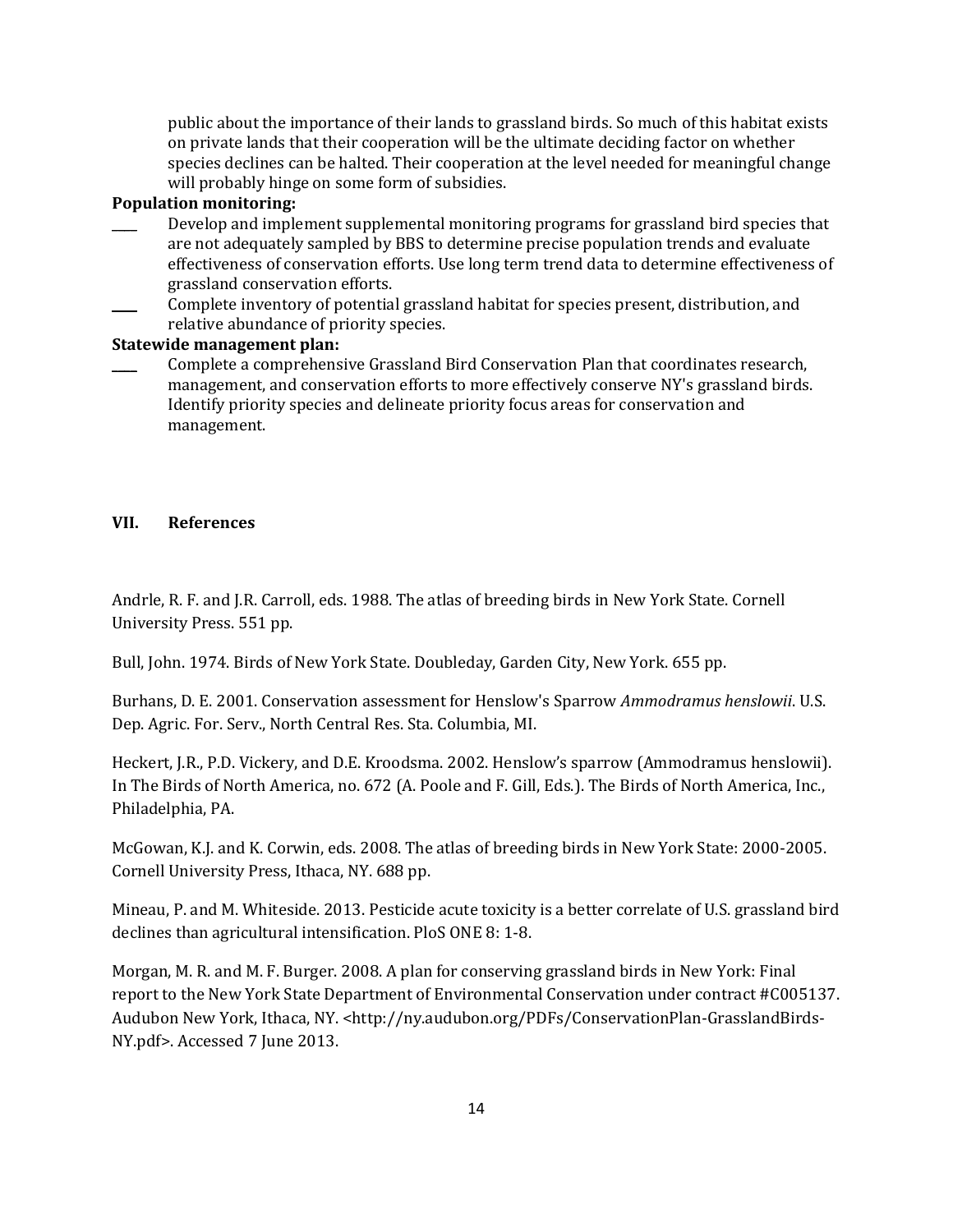public about the importance of their lands to grassland birds. So much of this habitat exists on private lands that their cooperation will be the ultimate deciding factor on whether species declines can be halted. Their cooperation at the level needed for meaningful change will probably hinge on some form of subsidies.

**Population monitoring:**

\_\_\_\_ Develop and implement supplemental monitoring programs for grassland bird species that are not adequately sampled by BBS to determine precise population trends and evaluate effectiveness of conservation efforts. Use long term trend data to determine effectiveness of grassland conservation efforts.

\_\_\_\_ Complete inventory of potential grassland habitat for species present, distribution, and relative abundance of priority species.

**Statewide management plan:**

\_\_\_\_ Complete a comprehensive Grassland Bird Conservation Plan that coordinates research, management, and conservation efforts to more effectively conserve NY's grassland birds. Identify priority species and delineate priority focus areas for conservation and management.

## VII. References

Andrle, R. F. and J.R. Carroll, eds. 1988. The atlas of breeding birds in New York State. Cornell University Press. 551 pp.

Bull, John. 1974. Birds of New York State. Doubleday, Garden City, New York. 655 pp.

Burhans, D. E. 2001. Conservation assessment for Henslow's Sparrow *Ammodramus henslowii*. U.S. Dep. Agric. For. Serv., North Central Res. Sta. Columbia, MI.

Heckert, J.R., P.D. Vickery, and D.E. Kroodsma. 2002. Henslow's sparrow (Ammodramus henslowii). In The Birds of North America, no. 672 (A. Poole and F. Gill, Eds.). The Birds of North America, Inc., Philadelphia, PA.

McGowan, K.J. and K. Corwin, eds. 2008. The atlas of breeding birds in New York State: 2000-2005. Cornell University Press, Ithaca, NY. 688 pp.

Mineau, P. and M. Whiteside. 2013. Pesticide acute toxicity is a better correlate of U.S. grassland bird declines than agricultural intensification. PloS ONE 8: 1-8.

Morgan, M. R. and M. F. Burger. 2008. A plan for conserving grassland birds in New York: Final report to the New York State Department of Environmental Conservation under contract #C005137. Audubon New York, Ithaca, NY. <http://ny.audubon.org/PDFs/ConservationPlan-GrasslandBirds-NY.pdf>. Accessed 7 June 2013.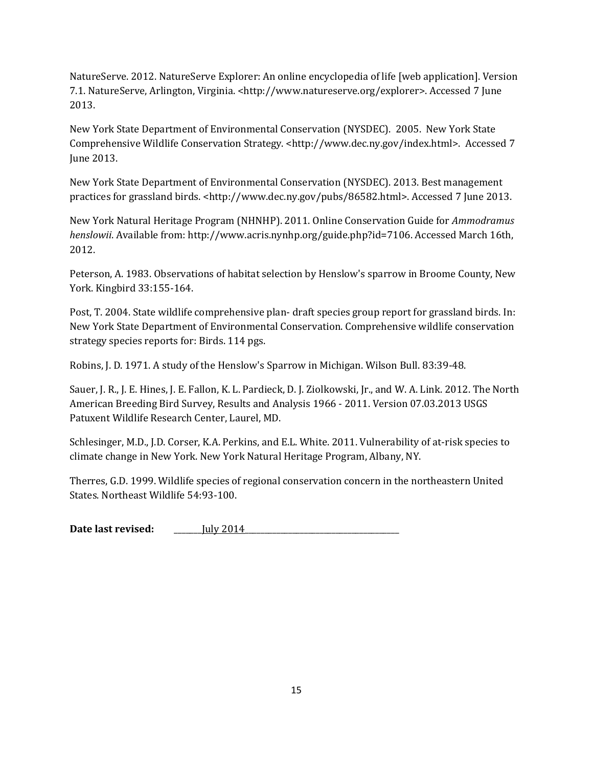NatureServe. 2012. NatureServe Explorer: An online encyclopedia of life [web application]. Version 7.1. NatureServe, Arlington, Virginia. <http://www.natureserve.org/explorer>. Accessed 7 June 2013.

New York State Department of Environmental Conservation (NYSDEC). 2005. New York State Comprehensive Wildlife Conservation Strategy. <http://www.dec.ny.gov/index.html>. Accessed 7 June 2013.

New York State Department of Environmental Conservation (NYSDEC). 2013. Best management practices for grassland birds. <http://www.dec.ny.gov/pubs/86582.html>. Accessed 7 June 2013.

New York Natural Heritage Program (NHNHP). 2011. Online Conservation Guide for *Ammodramus henslowii*. Available from: http://www.acris.nynhp.org/guide.php?id=7106. Accessed March 16th, 2012.

Peterson, A. 1983. Observations of habitat selection by Henslow's sparrow in Broome County, New York. Kingbird 33:155-164.

Post, T. 2004. State wildlife comprehensive plan- draft species group report for grassland birds. In: New York State Department of Environmental Conservation. Comprehensive wildlife conservation strategy species reports for: Birds. 114 pgs.

Robins, J. D. 1971. A study of the Henslow's Sparrow in Michigan. Wilson Bull. 83:39-48.

Sauer, J. R., J. E. Hines, J. E. Fallon, K. L. Pardieck, D. J. Ziolkowski, Jr., and W. A. Link. 2012. The North American Breeding Bird Survey, Results and Analysis 1966 - 2011. Version 07.03.2013 USGS Patuxent Wildlife Research Center, Laurel, MD.

Schlesinger, M.D., J.D. Corser, K.A. Perkins, and E.L. White. 2011. Vulnerability of at-risk species to climate change in New York. New York Natural Heritage Program, Albany, NY.

Therres, G.D. 1999. Wildlife species of regional conservation concern in the northeastern United States. Northeast Wildlife 54:93-100.

**Date last revised:** July 2014